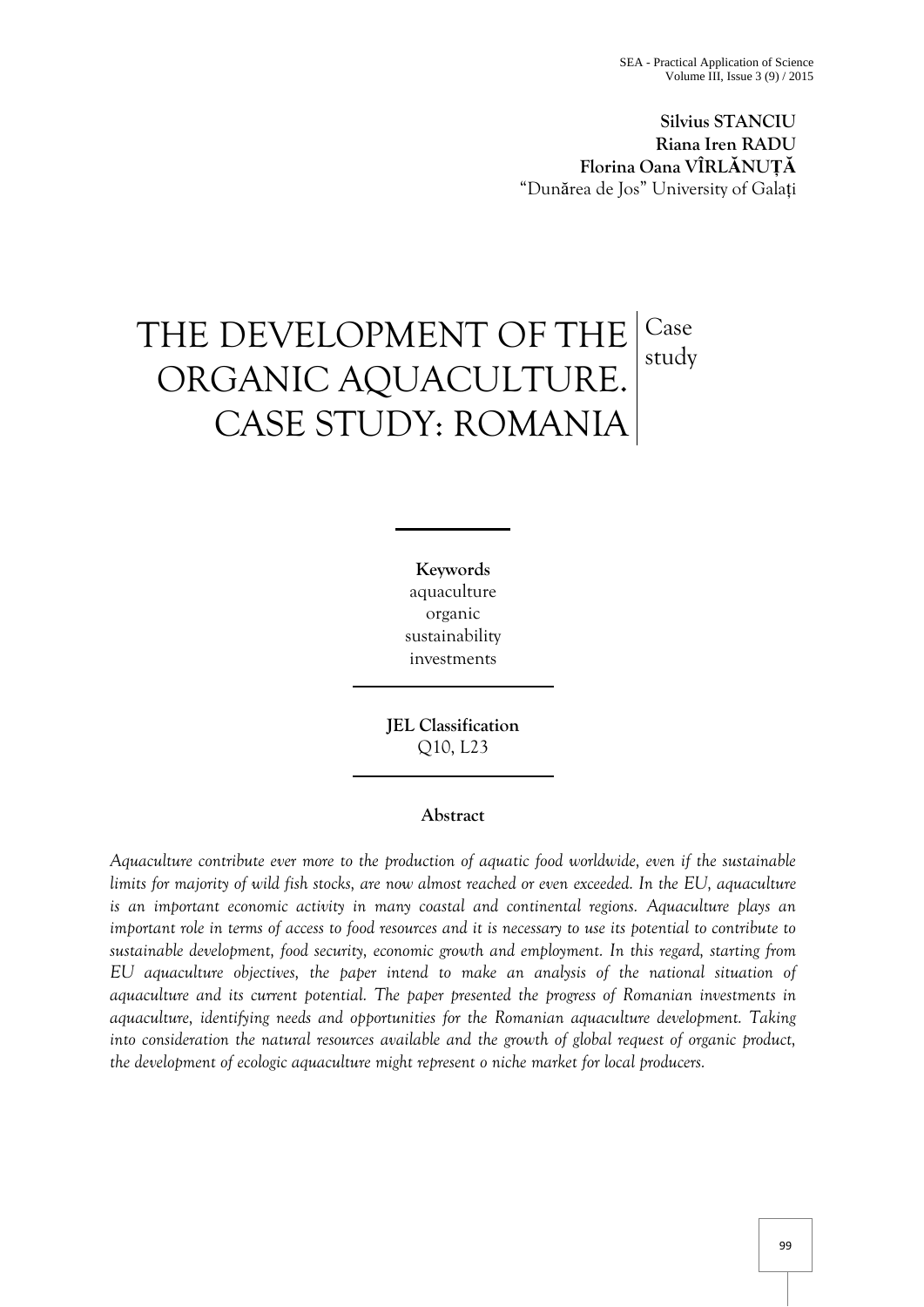**Silvius STANCIU**
**Riana Iren RADU**
**Florina Oana VÎRLĂNUȚĂ**
"Dunărea de Jos" University of Galați

# THE DEVELOPMENT OF THE ORGANIC AQUACULTURE. CASE STUDY: ROMANIA

Case study

**Keywords**
aquaculture
organic
sustainability
investments

**JEL Classification**
Q10, L23

**Abstract**

*Aquaculture contribute ever more to the production of aquatic food worldwide, even if the sustainable limits for majority of wild fish stocks, are now almost reached or even exceeded. In the EU, aquaculture is an important economic activity in many coastal and continental regions. Aquaculture plays an important role in terms of access to food resources and it is necessary to use its potential to contribute to sustainable development, food security, economic growth and employment. In this regard, starting from EU aquaculture objectives, the paper intend to make an analysis of the national situation of aquaculture and its current potential. The paper presented the progress of Romanian investments in aquaculture, identifying needs and opportunities for the Romanian aquaculture development. Taking into consideration the natural resources available and the growth of global request of organic product, the development of ecologic aquaculture might represent o niche market for local producers.*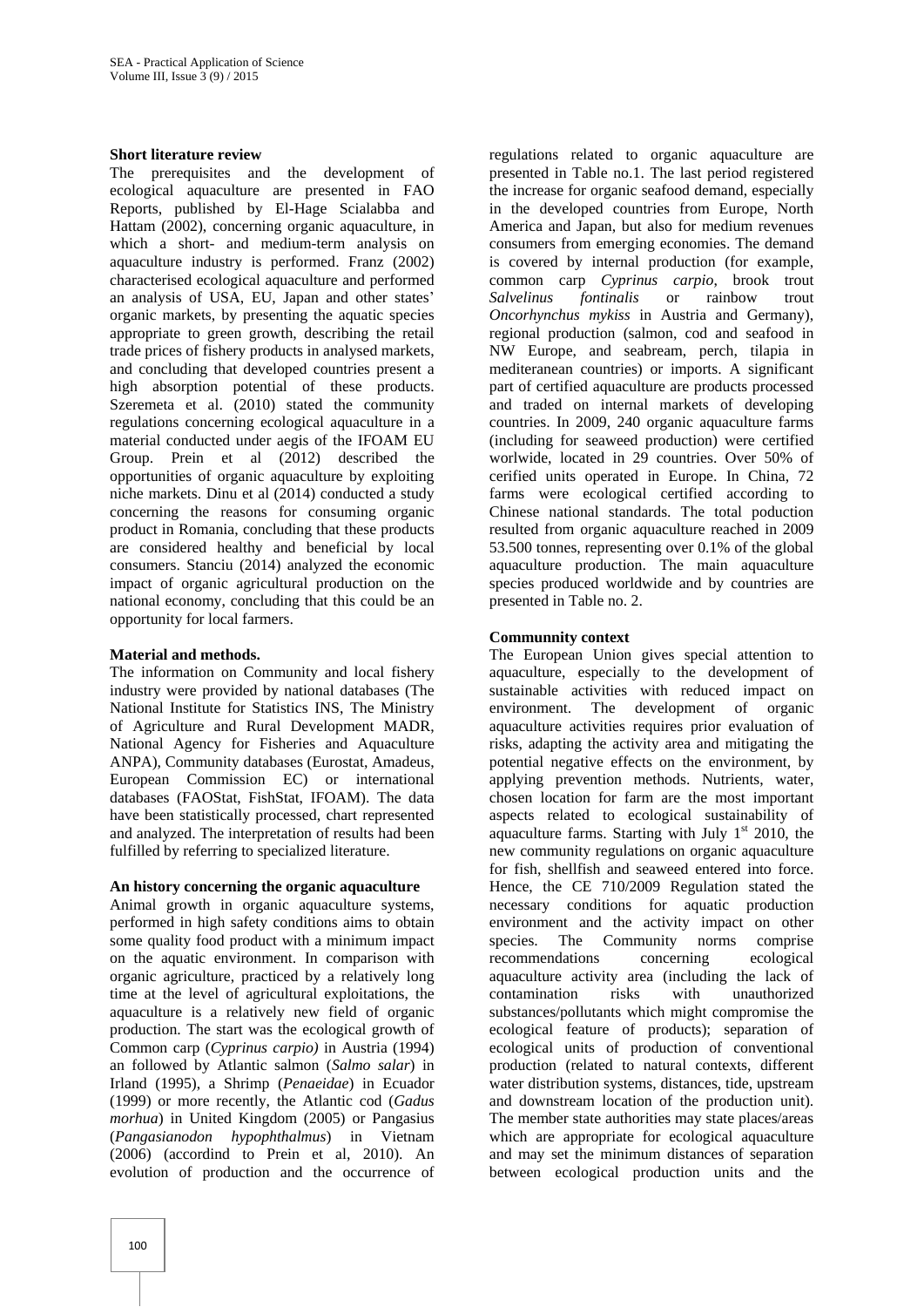**Short literature review**

The prerequisites and the development of ecological aquaculture are presented in FAO Reports, published by El-Hage Scialabba and Hattam (2002), concerning organic aquaculture, in which a short- and medium-term analysis on aquaculture industry is performed. Franz (2002) characterised ecological aquaculture and performed an analysis of USA, EU, Japan and other states' organic markets, by presenting the aquatic species appropriate to green growth, describing the retail trade prices of fishery products in analysed markets, and concluding that developed countries present a high absorption potential of these products. Szeremeta et al. (2010) stated the community regulations concerning ecological aquaculture in a material conducted under aegis of the IFOAM EU Group. Prein et al (2012) described the opportunities of organic aquaculture by exploiting niche markets. Dinu et al (2014) conducted a study concerning the reasons for consuming organic product in Romania, concluding that these products are considered healthy and beneficial by local consumers. Stanciu (2014) analyzed the economic impact of organic agricultural production on the national economy, concluding that this could be an opportunity for local farmers.

**Material and methods.**

The information on Community and local fishery industry were provided by national databases (The National Institute for Statistics INS, The Ministry of Agriculture and Rural Development MADR, National Agency for Fisheries and Aquaculture ANPA), Community databases (Eurostat, Amadeus, European Commission EC) or international databases (FAOStat, FishStat, IFOAM). The data have been statistically processed, chart represented and analyzed. The interpretation of results had been fulfilled by referring to specialized literature.

**An history concerning the organic aquaculture**

Animal growth in organic aquaculture systems, performed in high safety conditions aims to obtain some quality food product with a minimum impact on the aquatic environment. In comparison with organic agriculture, practiced by a relatively long time at the level of agricultural exploitations, the aquaculture is a relatively new field of organic production. The start was the ecological growth of Common carp (*Cyprinus carpio)* in Austria (1994) an followed by Atlantic salmon (*Salmo salar*) in Irland (1995), a Shrimp (*Penaeidae*) in Ecuador (1999) or more recently, the Atlantic cod (*Gadus morhua*) in United Kingdom (2005) or Pangasius (*Pangasianodon hypophthalmus*) in Vietnam (2006) (accordind to Prein et al, 2010). An evolution of production and the occurrence of regulations related to organic aquaculture are presented in Table no.1. The last period registered the increase for organic seafood demand, especially in the developed countries from Europe, North America and Japan, but also for medium revenues consumers from emerging economies. The demand is covered by internal production (for example, common carp *Cyprinus carpio,* brook trout *Salvelinus fontinalis* or rainbow trout *Oncorhynchus mykiss* in Austria and Germany), regional production (salmon, cod and seafood in NW Europe, and seabream, perch, tilapia in mediteranean countries) or imports. A significant part of certified aquaculture are products processed and traded on internal markets of developing countries. In 2009, 240 organic aquaculture farms (including for seaweed production) were certified worlwide, located in 29 countries. Over 50% of cerified units operated in Europe. In China, 72 farms were ecological certified according to Chinese national standards. The total poduction resulted from organic aquaculture reached in 2009 53.500 tonnes, representing over 0.1% of the global aquaculture production. The main aquaculture species produced worldwide and by countries are presented in Table no. 2.

**Communnity context**

The European Union gives special attention to aquaculture, especially to the development of sustainable activities with reduced impact on environment. The development of organic aquaculture activities requires prior evaluation of risks, adapting the activity area and mitigating the potential negative effects on the environment, by applying prevention methods. Nutrients, water, chosen location for farm are the most important aspects related to ecological sustainability of aquaculture farms. Starting with July 1st 2010, the new community regulations on organic aquaculture for fish, shellfish and seaweed entered into force. Hence, the CE 710/2009 Regulation stated the necessary conditions for aquatic production environment and the activity impact on other species. The Community norms comprise recommendations concerning ecological aquaculture activity area (including the lack of contamination risks with unauthorized substances/pollutants which might compromise the ecological feature of products); separation of ecological units of production of conventional production (related to natural contexts, different water distribution systems, distances, tide, upstream and downstream location of the production unit). The member state authorities may state places/areas which are appropriate for ecological aquaculture and may set the minimum distances of separation between ecological production units and the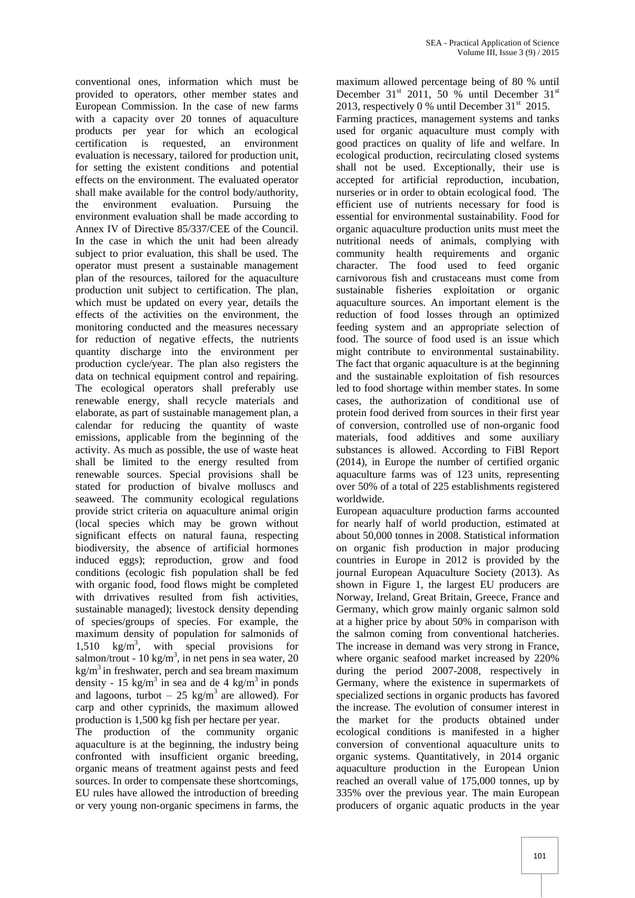conventional ones, information which must be provided to operators, other member states and European Commission. In the case of new farms with a capacity over 20 tonnes of aquaculture products per year for which an ecological certification is requested, an environment evaluation is necessary, tailored for production unit, for setting the existent conditions and potential effects on the environment. The evaluated operator shall make available for the control body/authority, the environment evaluation. Pursuing the environment evaluation shall be made according to Annex IV of Directive 85/337/CEE of the Council. In the case in which the unit had been already subject to prior evaluation, this shall be used. The operator must present a sustainable management plan of the resources, tailored for the aquaculture production unit subject to certification. The plan, which must be updated on every year, details the effects of the activities on the environment, the monitoring conducted and the measures necessary for reduction of negative effects, the nutrients quantity discharge into the environment per production cycle/year. The plan also registers the data on technical equipment control and repairing. The ecological operators shall preferably use renewable energy, shall recycle materials and elaborate, as part of sustainable management plan, a calendar for reducing the quantity of waste emissions, applicable from the beginning of the activity. As much as possible, the use of waste heat shall be limited to the energy resulted from renewable sources. Special provisions shall be stated for production of bivalve molluscs and seaweed. The community ecological regulations provide strict criteria on aquaculture animal origin (local species which may be grown without significant effects on natural fauna, respecting biodiversity, the absence of artificial hormones induced eggs); reproduction, grow and food conditions (ecologic fish population shall be fed with organic food, food flows might be completed with drrivatives resulted from fish activities, sustainable managed); livestock density depending of species/groups of species. For example, the maximum density of population for salmonids of 1,510 $kg/m^3$, with special provisions for salmon/trout - 10 $kg/m^3$, in net pens in sea water, 20 $kg/m^3$ in freshwater, perch and sea bream maximum density - 15 $kg/m^3$ in sea and de 4 $kg/m^3$ in ponds and lagoons, turbot – 25 $kg/m^3$ are allowed). For carp and other cyprinids, the maximum allowed production is 1,500 kg fish per hectare per year.

The production of the community organic aquaculture is at the beginning, the industry being confronted with insufficient organic breeding, organic means of treatment against pests and feed sources. In order to compensate these shortcomings, EU rules have allowed the introduction of breeding or very young non-organic specimens in farms, the maximum allowed percentage being of 80 % until December 31st 2011, 50 % until December 31st 2013, respectively 0 % until December 31st 2015.

Farming practices, management systems and tanks used for organic aquaculture must comply with good practices on quality of life and welfare. In ecological production, recirculating closed systems shall not be used. Exceptionally, their use is accepted for artificial reproduction, incubation, nurseries or in order to obtain ecological food. The efficient use of nutrients necessary for food is essential for environmental sustainability. Food for organic aquaculture production units must meet the nutritional needs of animals, complying with community health requirements and organic character. The food used to feed organic carnivorous fish and crustaceans must come from sustainable fisheries exploitation or organic aquaculture sources. An important element is the reduction of food losses through an optimized feeding system and an appropriate selection of food. The source of food used is an issue which might contribute to environmental sustainability. The fact that organic aquaculture is at the beginning and the sustainable exploitation of fish resources led to food shortage within member states. In some cases, the authorization of conditional use of protein food derived from sources in their first year of conversion, controlled use of non-organic food materials, food additives and some auxiliary substances is allowed. According to FiBl Report (2014), in Europe the number of certified organic aquaculture farms was of 123 units, representing over 50% of a total of 225 establishments registered worldwide.

European aquaculture production farms accounted for nearly half of world production, estimated at about 50,000 tonnes in 2008. Statistical information on organic fish production in major producing countries in Europe in 2012 is provided by the journal European Aquaculture Society (2013). As shown in Figure 1, the largest EU producers are Norway, Ireland, Great Britain, Greece, France and Germany, which grow mainly organic salmon sold at a higher price by about 50% in comparison with the salmon coming from conventional hatcheries. The increase in demand was very strong in France, where organic seafood market increased by 220% during the period 2007-2008, respectively in Germany, where the existence in supermarkets of specialized sections in organic products has favored the increase. The evolution of consumer interest in the market for the products obtained under ecological conditions is manifested in a higher conversion of conventional aquaculture units to organic systems. Quantitatively, in 2014 organic aquaculture production in the European Union reached an overall value of 175,000 tonnes, up by 335% over the previous year. The main European producers of organic aquatic products in the year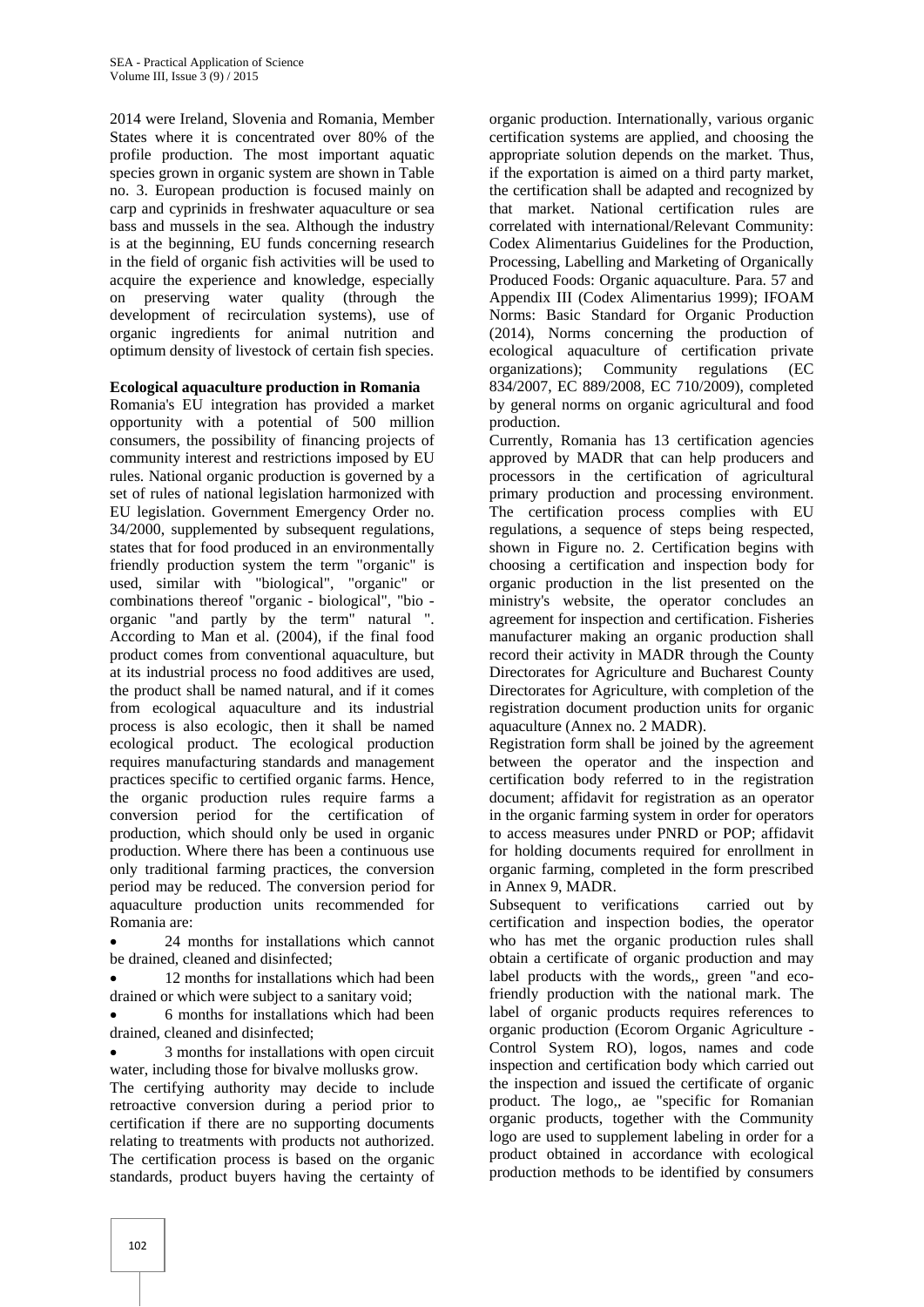2014 were Ireland, Slovenia and Romania, Member States where it is concentrated over 80% of the profile production. The most important aquatic species grown in organic system are shown in Table no. 3. European production is focused mainly on carp and cyprinids in freshwater aquaculture or sea bass and mussels in the sea. Although the industry is at the beginning, EU funds concerning research in the field of organic fish activities will be used to acquire the experience and knowledge, especially on preserving water quality (through the development of recirculation systems), use of organic ingredients for animal nutrition and optimum density of livestock of certain fish species.

**Ecological aquaculture production in Romania**

Romania's EU integration has provided a market opportunity with a potential of 500 million consumers, the possibility of financing projects of community interest and restrictions imposed by EU rules. National organic production is governed by a set of rules of national legislation harmonized with EU legislation. Government Emergency Order no. 34/2000, supplemented by subsequent regulations, states that for food produced in an environmentally friendly production system the term "organic" is used, similar with "biological", "organic" or combinations thereof "organic - biological", "bio - organic "and partly by the term" natural ". According to Man et al. (2004), if the final food product comes from conventional aquaculture, but at its industrial process no food additives are used, the product shall be named natural, and if it comes from ecological aquaculture and its industrial process is also ecologic, then it shall be named ecological product. The ecological production requires manufacturing standards and management practices specific to certified organic farms. Hence, the organic production rules require farms a conversion period for the certification of production, which should only be used in organic production. Where there has been a continuous use only traditional farming practices, the conversion period may be reduced. The conversion period for aquaculture production units recommended for Romania are:

- 24 months for installations which cannot be drained, cleaned and disinfected;
- 12 months for installations which had been drained or which were subject to a sanitary void;
- 6 months for installations which had been drained, cleaned and disinfected;
- 3 months for installations with open circuit water, including those for bivalve mollusks grow.

The certifying authority may decide to include retroactive conversion during a period prior to certification if there are no supporting documents relating to treatments with products not authorized. The certification process is based on the organic standards, product buyers having the certainty of organic production. Internationally, various organic certification systems are applied, and choosing the appropriate solution depends on the market. Thus, if the exportation is aimed on a third party market, the certification shall be adapted and recognized by that market. National certification rules are correlated with international/Relevant Community: Codex Alimentarius Guidelines for the Production, Processing, Labelling and Marketing of Organically Produced Foods: Organic aquaculture. Para. 57 and Appendix III (Codex Alimentarius 1999); IFOAM Norms: Basic Standard for Organic Production (2014), Norms concerning the production of ecological aquaculture of certification private organizations); Community regulations (EC 834/2007, EC 889/2008, EC 710/2009), completed by general norms on organic agricultural and food production.

Currently, Romania has 13 certification agencies approved by MADR that can help producers and processors in the certification of agricultural primary production and processing environment. The certification process complies with EU regulations, a sequence of steps being respected, shown in Figure no. 2. Certification begins with choosing a certification and inspection body for organic production in the list presented on the ministry's website, the operator concludes an agreement for inspection and certification. Fisheries manufacturer making an organic production shall record their activity in MADR through the County Directorates for Agriculture and Bucharest County Directorates for Agriculture, with completion of the registration document production units for organic aquaculture (Annex no. 2 MADR).

Registration form shall be joined by the agreement between the operator and the inspection and certification body referred to in the registration document; affidavit for registration as an operator in the organic farming system in order for operators to access measures under PNRD or POP; affidavit for holding documents required for enrollment in organic farming, completed in the form prescribed in Annex 9, MADR.

Subsequent to verifications carried out by certification and inspection bodies, the operator who has met the organic production rules shall obtain a certificate of organic production and may label products with the words,, green "and eco-friendly production with the national mark. The label of organic products requires references to organic production (Ecorom Organic Agriculture - Control System RO), logos, names and code inspection and certification body which carried out the inspection and issued the certificate of organic product. The logo,, ae "specific for Romanian organic products, together with the Community logo are used to supplement labeling in order for a product obtained in accordance with ecological production methods to be identified by consumers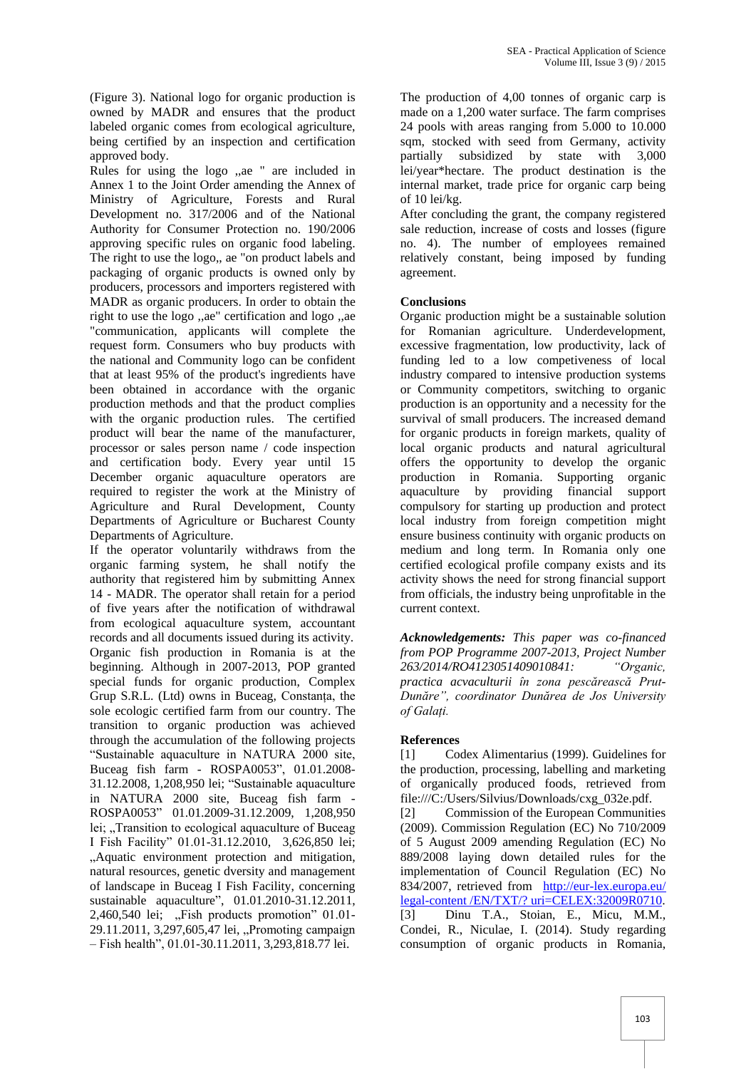(Figure 3). National logo for organic production is owned by MADR and ensures that the product labeled organic comes from ecological agriculture, being certified by an inspection and certification approved body.

Rules for using the logo „ae " are included in Annex 1 to the Joint Order amending the Annex of Ministry of Agriculture, Forests and Rural Development no. 317/2006 and of the National Authority for Consumer Protection no. 190/2006 approving specific rules on organic food labeling. The right to use the logo„ ae "on product labels and packaging of organic products is owned only by producers, processors and importers registered with MADR as organic producers. In order to obtain the right to use the logo „ae" certification and logo „ae "communication, applicants will complete the request form. Consumers who buy products with the national and Community logo can be confident that at least 95% of the product's ingredients have been obtained in accordance with the organic production methods and that the product complies with the organic production rules. The certified product will bear the name of the manufacturer, processor or sales person name / code inspection and certification body. Every year until 15 December organic aquaculture operators are required to register the work at the Ministry of Agriculture and Rural Development, County Departments of Agriculture or Bucharest County Departments of Agriculture.

If the operator voluntarily withdraws from the organic farming system, he shall notify the authority that registered him by submitting Annex 14 - MADR. The operator shall retain for a period of five years after the notification of withdrawal from ecological aquaculture system, accountant records and all documents issued during its activity.

Organic fish production in Romania is at the beginning. Although in 2007-2013, POP granted special funds for organic production, Complex Grup S.R.L. (Ltd) owns in Buceag, Constanța, the sole ecologic certified farm from our country. The transition to organic production was achieved through the accumulation of the following projects "Sustainable aquaculture in NATURA 2000 site, Buceag fish farm - ROSPA0053", 01.01.2008-31.12.2008, 1,208,950 lei; "Sustainable aquaculture in NATURA 2000 site, Buceag fish farm - ROSPA0053" 01.01.2009-31.12.2009, 1,208,950 lei; „Transition to ecological aquaculture of Buceag I Fish Facility" 01.01-31.12.2010, 3,626,850 lei; „Aquatic environment protection and mitigation, natural resources, genetic dversity and management of landscape in Buceag I Fish Facility, concerning sustainable aquaculture", 01.01.2010-31.12.2011, 2,460,540 lei; „Fish products promotion" 01.01-29.11.2011, 3,297,605,47 lei, „Promoting campaign – Fish health", 01.01-30.11.2011, 3,293,818.77 lei.

The production of 4,00 tonnes of organic carp is made on a 1,200 water surface. The farm comprises 24 pools with areas ranging from 5.000 to 10.000 sqm, stocked with seed from Germany, activity partially subsidized by state with 3,000 lei/year*hectare. The product destination is the internal market, trade price for organic carp being of 10 lei/kg.

After concluding the grant, the company registered sale reduction, increase of costs and losses (figure no. 4). The number of employees remained relatively constant, being imposed by funding agreement.

## Conclusions

Organic production might be a sustainable solution for Romanian agriculture. Underdevelopment, excessive fragmentation, low productivity, lack of funding led to a low competiveness of local industry compared to intensive production systems or Community competitors, switching to organic production is an opportunity and a necessity for the survival of small producers. The increased demand for organic products in foreign markets, quality of local organic products and natural agricultural offers the opportunity to develop the organic production in Romania. Supporting organic aquaculture by providing financial support compulsory for starting up production and protect local industry from foreign competition might ensure business continuity with organic products on medium and long term. In Romania only one certified ecological profile company exists and its activity shows the need for strong financial support from officials, the industry being unprofitable in the current context.

***Acknowledgements:*** *This paper was co-financed from POP Programme 2007-2013, Project Number 263/2014/RO4123051409010841: "Organic, practica acvaculturii în zona pescărească Prut-Dunăre", coordinator Dunărea de Jos University of Galați.*

## References

[1] Codex Alimentarius (1999). Guidelines for the production, processing, labelling and marketing of organically produced foods, retrieved from file:///C:/Users/Silvius/Downloads/cxg_032e.pdf.

[2] Commission of the European Communities (2009). Commission Regulation (EC) No 710/2009 of 5 August 2009 amending Regulation (EC) No 889/2008 laying down detailed rules for the implementation of Council Regulation (EC) No 834/2007, retrieved from http://eur-lex.europa.eu/legal-content /EN/TXT/? uri=CELEX:32009R0710.

[3] Dinu T.A., Stoian, E., Micu, M.M., Condei, R., Niculae, I. (2014). Study regarding consumption of organic products in Romania,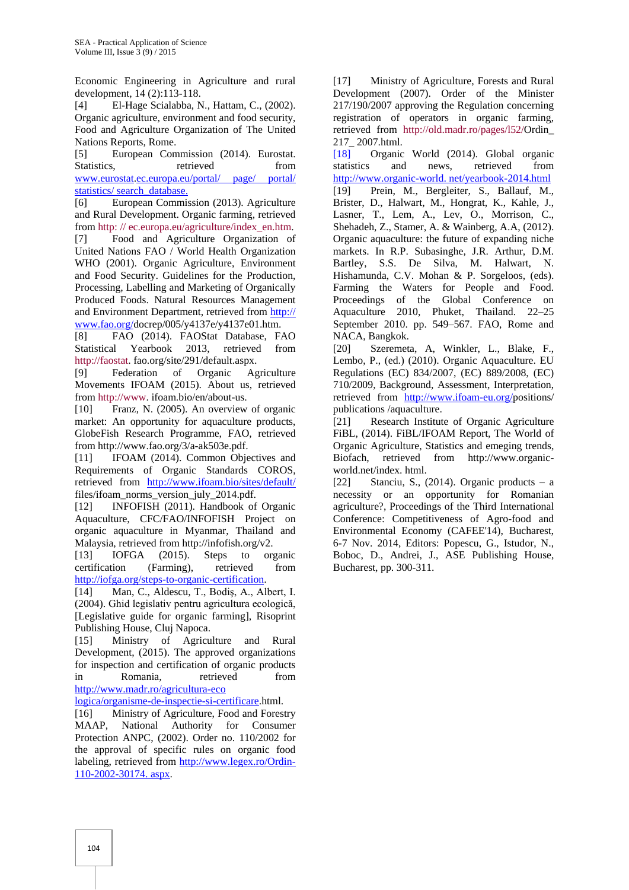Economic Engineering in Agriculture and rural development, 14 (2):113-118.

[4] El-Hage Scialabba, N., Hattam, C., (2002). Organic agriculture, environment and food security, Food and Agriculture Organization of The United Nations Reports, Rome.

[5] European Commission (2014). Eurostat. Statistics, retrieved from www.eurostat.ec.europa.eu/portal/ page/ portal/ statistics/ search_database.

[6] European Commission (2013). Agriculture and Rural Development. Organic farming, retrieved from http: // ec.europa.eu/agriculture/index_en.htm.

[7] Food and Agriculture Organization of United Nations FAO / World Health Organization WHO (2001). Organic Agriculture, Environment and Food Security. Guidelines for the Production, Processing, Labelling and Marketing of Organically Produced Foods. Natural Resources Management and Environment Department, retrieved from http:// www.fao.org/docrep/005/y4137e/y4137e01.htm.

[8] FAO (2014). FAOStat Database, FAO Statistical Yearbook 2013, retrieved from http://faostat. fao.org/site/291/default.aspx.

[9] Federation of Organic Agriculture Movements IFOAM (2015). About us, retrieved from http://www. ifoam.bio/en/about-us.

[10] Franz, N. (2005). An overview of organic market: An opportunity for aquaculture products, GlobeFish Research Programme, FAO, retrieved from http://www.fao.org/3/a-ak503e.pdf.

[11] IFOAM (2014). Common Objectives and Requirements of Organic Standards COROS, retrieved from http://www.ifoam.bio/sites/default/ files/ifoam_norms_version_july_2014.pdf.

[12] INFOFISH (2011). Handbook of Organic Aquaculture, CFC/FAO/INFOFISH Project on organic aquaculture in Myanmar, Thailand and Malaysia, retrieved from http://infofish.org/v2.

[13] IOFGA (2015). Steps to organic certification (Farming), retrieved from http://iofga.org/steps-to-organic-certification.

[14] Man, C., Aldescu, T., Bodiş, A., Albert, I. (2004). Ghid legislativ pentru agricultura ecologică, [Legislative guide for organic farming], Risoprint Publishing House, Cluj Napoca.

[15] Ministry of Agriculture and Rural Development, (2015). The approved organizations for inspection and certification of organic products in Romania, retrieved from http://www.madr.ro/agricultura-eco logica/organisme-de-inspectie-si-certificare.html.

[16] Ministry of Agriculture, Food and Forestry MAAP, National Authority for Consumer Protection ANPC, (2002). Order no. 110/2002 for the approval of specific rules on organic food labeling, retrieved from http://www.legex.ro/Ordin-110-2002-30174. aspx.

[17] Ministry of Agriculture, Forests and Rural Development (2007). Order of the Minister 217/190/2007 approving the Regulation concerning registration of operators in organic farming, retrieved from http://old.madr.ro/pages/l52/Ordin_ 217_ 2007.html.

[18] Organic World (2014). Global organic statistics and news, retrieved from http://www.organic-world. net/yearbook-2014.html

[19] Prein, M., Bergleiter, S., Ballauf, M., Brister, D., Halwart, M., Hongrat, K., Kahle, J., Lasner, T., Lem, A., Lev, O., Morrison, C., Shehadeh, Z., Stamer, A. & Wainberg, A.A, (2012). Organic aquaculture: the future of expanding niche markets. In R.P. Subasinghe, J.R. Arthur, D.M. Bartley, S.S. De Silva, M. Halwart, N. Hishamunda, C.V. Mohan & P. Sorgeloos, (eds). Farming the Waters for People and Food. Proceedings of the Global Conference on Aquaculture 2010, Phuket, Thailand. 22–25 September 2010. pp. 549–567. FAO, Rome and NACA, Bangkok.

[20] Szeremeta, A, Winkler, L., Blake, F., Lembo, P., (ed.) (2010). Organic Aquaculture. EU Regulations (EC) 834/2007, (EC) 889/2008, (EC) 710/2009, Background, Assessment, Interpretation, retrieved from http://www.ifoam-eu.org/positions/ publications /aquaculture.

[21] Research Institute of Organic Agriculture FiBL, (2014). FiBL/IFOAM Report, The World of Organic Agriculture, Statistics and emeging trends, Biofach, retrieved from http://www.organic-world.net/index. html.

[22] Stanciu, S., (2014). Organic products – a necessity or an opportunity for Romanian agriculture?, Proceedings of the Third International Conference: Competitiveness of Agro-food and Environmental Economy (CAFEE'14), Bucharest, 6-7 Nov. 2014, Editors: Popescu, G., Istudor, N., Boboc, D., Andrei, J., ASE Publishing House, Bucharest, pp. 300-311.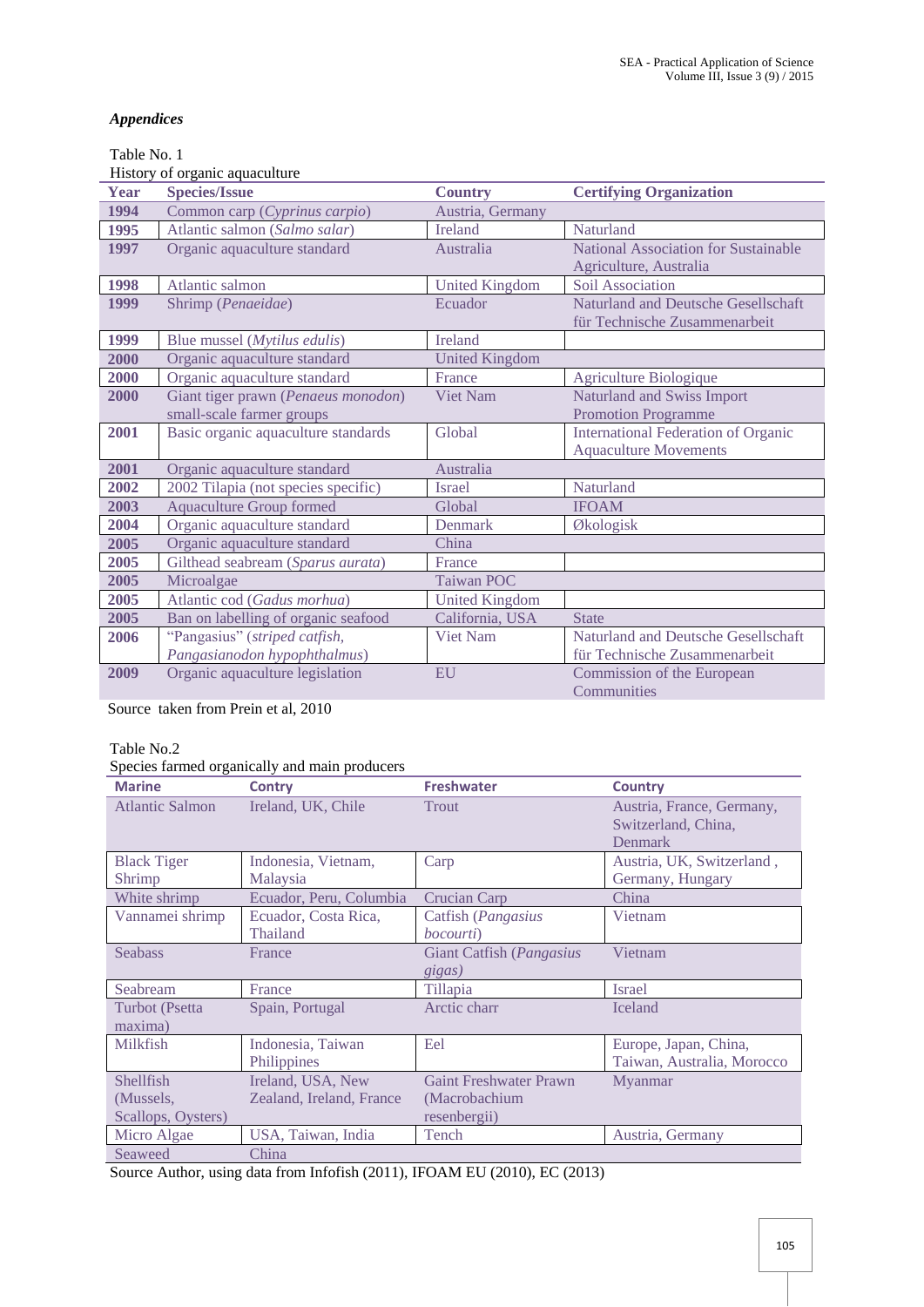*Appendices*

Table No. 1

History of organic aquaculture

| Year | Species/Issue | Country | Certifying Organization |
|---|---|---|---|
| 1994 | Common carp (*Cyprinus carpio*) | Austria, Germany | |
| 1995 | Atlantic salmon (*Salmo salar*) | Ireland | Naturland |
| 1997 | Organic aquaculture standard | Australia | National Association for Sustainable Agriculture, Australia |
| 1998 | Atlantic salmon | United Kingdom | Soil Association |
| 1999 | Shrimp (*Penaeidae*) | Ecuador | Naturland and Deutsche Gesellschaft für Technische Zusammenarbeit |
| 1999 | Blue mussel (*Mytilus edulis*) | Ireland | |
| 2000 | Organic aquaculture standard | United Kingdom | |
| 2000 | Organic aquaculture standard | France | Agriculture Biologique |
| 2000 | Giant tiger prawn (*Penaeus monodon*) small-scale farmer groups | Viet Nam | Naturland and Swiss Import Promotion Programme |
| 2001 | Basic organic aquaculture standards | Global | International Federation of Organic Aquaculture Movements |
| 2001 | Organic aquaculture standard | Australia | |
| 2002 | 2002 Tilapia (not species specific) | Israel | Naturland |
| 2003 | Aquaculture Group formed | Global | IFOAM |
| 2004 | Organic aquaculture standard | Denmark | Økologisk |
| 2005 | Organic aquaculture standard | China | |
| 2005 | Gilthead seabream (*Sparus aurata*) | France | |
| 2005 | Microalgae | Taiwan POC | |
| 2005 | Atlantic cod (*Gadus morhua*) | United Kingdom | |
| 2005 | Ban on labelling of organic seafood | California, USA | State |
| 2006 | "Pangasius" (*striped catfish, Pangasianodon hypophthalmus*) | Viet Nam | Naturland and Deutsche Gesellschaft für Technische Zusammenarbeit |
| 2009 | Organic aquaculture legislation | EU | Commission of the European Communities |

Source taken from Prein et al, 2010

Table No.2

Species farmed organically and main producers

| Marine | Contry | Freshwater | Country |
|---|---|---|---|
| Atlantic Salmon | Ireland, UK, Chile | Trout | Austria, France, Germany, Switzerland, China, Denmark |
| Black Tiger Shrimp | Indonesia, Vietnam, Malaysia | Carp | Austria, UK, Switzerland , Germany, Hungary |
| White shrimp | Ecuador, Peru, Columbia | Crucian Carp | China |
| Vannamei shrimp | Ecuador, Costa Rica, Thailand | Catfish (*Pangasius bocourti*) | Vietnam |
| Seabass | France | Giant Catfish (*Pangasius gigas*) | Vietnam |
| Seabream | France | Tillapia | Israel |
| Turbot (Psetta maxima) | Spain, Portugal | Arctic charr | Iceland |
| Milkfish | Indonesia, Taiwan Philippines | Eel | Europe, Japan, China, Taiwan, Australia, Morocco |
| Shellfish (Mussels, Scallops, Oysters) | Ireland, USA, New Zealand, Ireland, France | Gaint Freshwater Prawn (Macrobachium resenbergii) | Myanmar |
| Micro Algae | USA, Taiwan, India | Tench | Austria, Germany |
| Seaweed | China | | |

Source Author, using data from Infofish (2011), IFOAM EU (2010), EC (2013)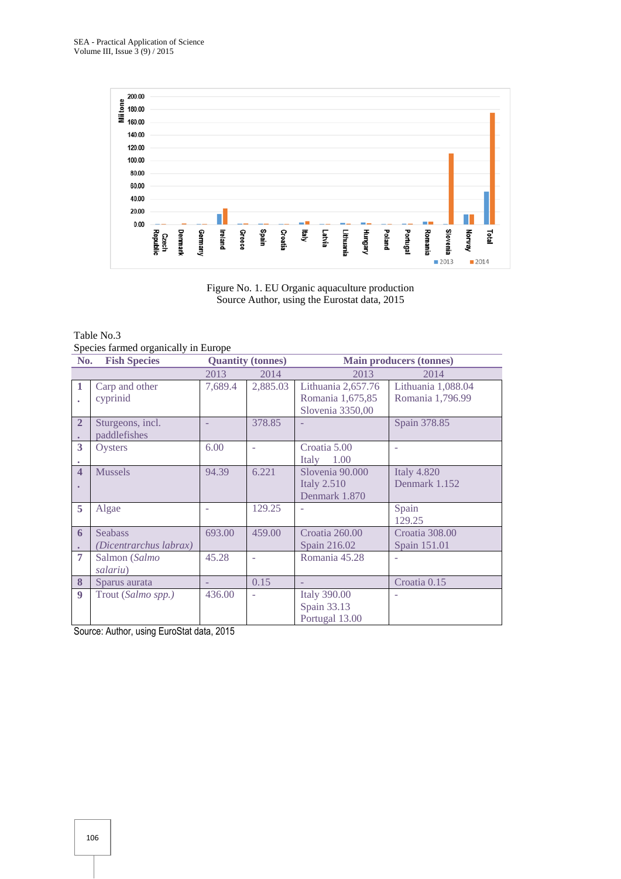Figure No. 1. EU Organic aquaculture production
Source Author, using the Eurostat data, 2015

Table No.3
Species farmed organically in Europe

| No. | Fish Species | Quantity (tonnes) | | Main producers (tonnes) | |
|---|---|---|---|---|---|
| | | 2013 | 2014 | 2013 | 2014 |
| 1. | Carp and other cyprinid | 7,689.4 | 2,885.03 | Lithuania 2,657.76<br>Romania 1,675,85<br>Slovenia 3350,00 | Lithuania 1,088.04<br>Romania 1,796.99 |
| 2. | Sturgeons, incl. paddlefishes | - | 378.85 | - | Spain 378.85 |
| 3. | Oysters | 6.00 | - | Croatia 5.00<br>Italy 1.00 | - |
| 4. | Mussels | 94.39 | 6.221 | Slovenia 90.000<br>Italy 2.510<br>Denmark 1.870 | Italy 4.820<br>Denmark 1.152 |
| 5 | Algae | - | 129.25 | - | Spain 129.25 |
| 6. | Seabass (*Dicentrarchus labrax*) | 693.00 | 459.00 | Croatia 260.00<br>Spain 216.02 | Croatia 308.00<br>Spain 151.01 |
| 7 | Salmon (*Salmo salariu*) | 45.28 | - | Romania 45.28 | - |
| 8 | Sparus aurata | - | 0.15 | - | Croatia 0.15 |
| 9 | Trout (*Salmo spp.*) | 436.00 | - | Italy 390.00<br>Spain 33.13<br>Portugal 13.00 | - |

Source: Author, using EuroStat data, 2015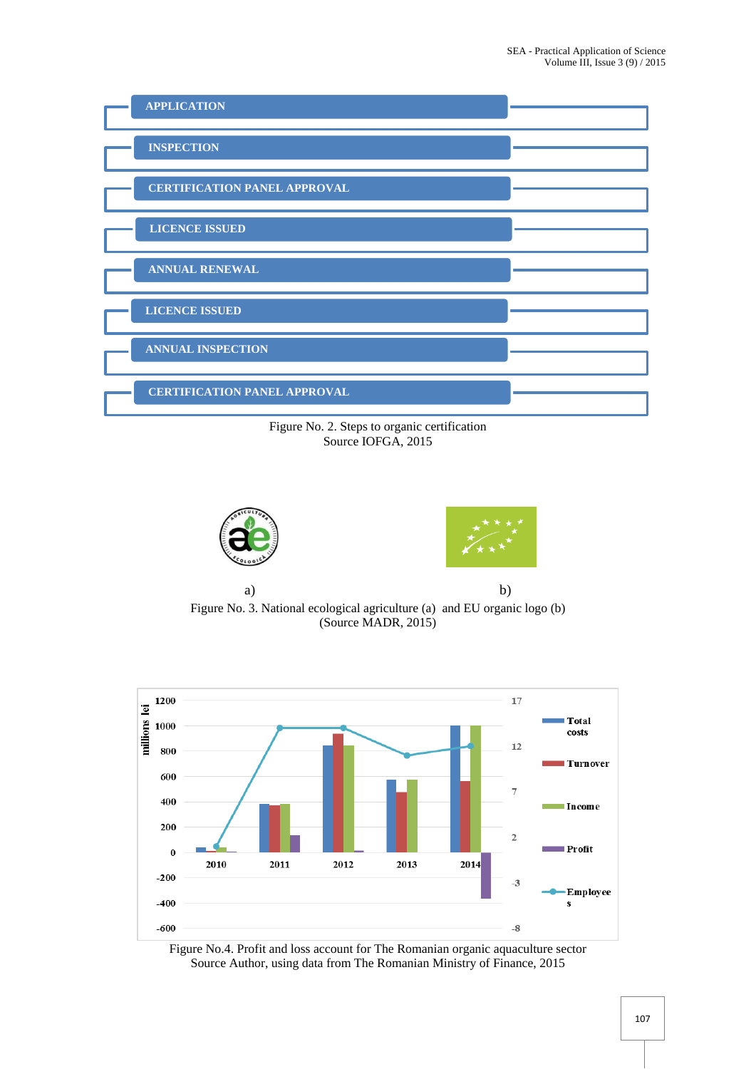APPLICATION

INSPECTION

CERTIFICATION PANEL APPROVAL

LICENCE ISSUED

ANNUAL RENEWAL

LICENCE ISSUED

ANNUAL INSPECTION

CERTIFICATION PANEL APPROVAL

Figure No. 2. Steps to organic certification
Source IOFGA, 2015

a) b)

Figure No. 3. National ecological agriculture (a) and EU organic logo (b)
(Source MADR, 2015)

millions lei

1200
1000
800
600
400
200
0
-200
-400
-600

17
12
7
2
-3
-8

2010 2011 2012 2013 2014

Total costs
Turnover
Income
Profit
Employees

Figure No.4. Profit and loss account for The Romanian organic aquaculture sector
Source Author, using data from The Romanian Ministry of Finance, 2015